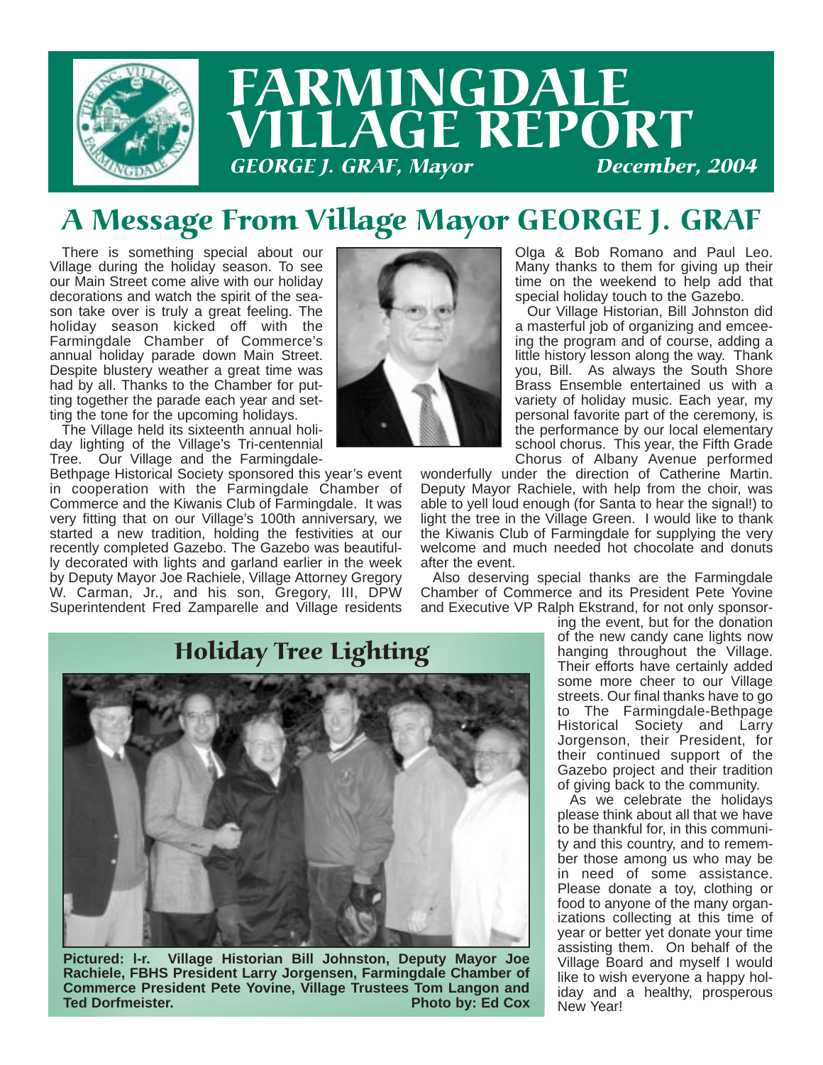# FARMINGDALE VILLAGE REPORT

*GEORGE J. GRAF, Mayor* — *December, 2004*

## A Message From Village Mayor GEORGE J. GRAF

There is something special about our Village during the holiday season. To see our Main Street come alive with our holiday decorations and watch the spirit of the season take over is truly a great feeling. The holiday season kicked off with the Farmingdale Chamber of Commerce's annual holiday parade down Main Street. Despite blustery weather a great time was had by all. Thanks to the Chamber for putting together the parade each year and setting the tone for the upcoming holidays.

The Village held its sixteenth annual holiday lighting of the Village's Tri-centennial Tree. Our Village and the Farmingdale-Bethpage Historical Society sponsored this year's event in cooperation with the Farmingdale Chamber of Commerce and the Kiwanis Club of Farmingdale. It was very fitting that on our Village's 100th anniversary, we started a new tradition, holding the festivities at our recently completed Gazebo. The Gazebo was beautifully decorated with lights and garland earlier in the week by Deputy Mayor Joe Rachiele, Village Attorney Gregory W. Carman, Jr., and his son, Gregory, III, DPW Superintendent Fred Zamparelle and Village residents Olga & Bob Romano and Paul Leo. Many thanks to them for giving up their time on the weekend to help add that special holiday touch to the Gazebo.

Our Village Historian, Bill Johnston did a masterful job of organizing and emceeing the program and of course, adding a little history lesson along the way. Thank you, Bill. As always the South Shore Brass Ensemble entertained us with a variety of holiday music. Each year, my personal favorite part of the ceremony, is the performance by our local elementary school chorus. This year, the Fifth Grade Chorus of Albany Avenue performed wonderfully under the direction of Catherine Martin. Deputy Mayor Rachiele, with help from the choir, was able to yell loud enough (for Santa to hear the signal!) to light the tree in the Village Green. I would like to thank the Kiwanis Club of Farmingdale for supplying the very welcome and much needed hot chocolate and donuts after the event.

Also deserving special thanks are the Farmingdale Chamber of Commerce and its President Pete Yovine and Executive VP Ralph Ekstrand, for not only sponsoring the event, but for the donation of the new candy cane lights now hanging throughout the Village. Their efforts have certainly added some more cheer to our Village streets. Our final thanks have to go to The Farmingdale-Bethpage Historical Society and Larry Jorgenson, their President, for their continued support of the Gazebo project and their tradition of giving back to the community.

As we celebrate the holidays please think about all that we have to be thankful for, in this community and this country, and to remember those among us who may be in need of some assistance. Please donate a toy, clothing or food to anyone of the many organizations collecting at this time of year or better yet donate your time assisting them. On behalf of the Village Board and myself I would like to wish everyone a happy holiday and a healthy, prosperous New Year!

### Holiday Tree Lighting

**Pictured: l-r. Village Historian Bill Johnston, Deputy Mayor Joe Rachiele, FBHS President Larry Jorgensen, Farmingdale Chamber of Commerce President Pete Yovine, Village Trustees Tom Langon and Ted Dorfmeister. Photo by: Ed Cox**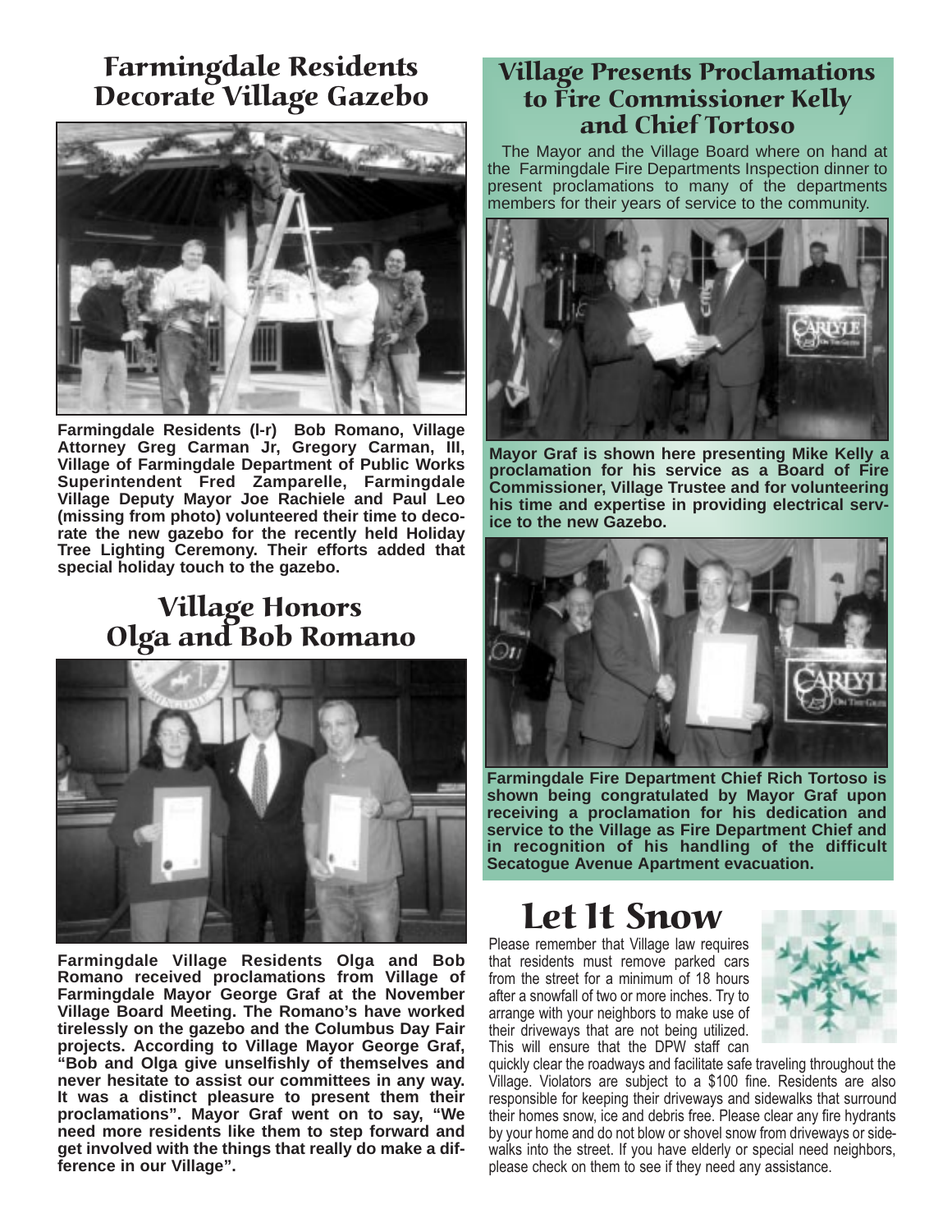## Farmingdale Residents Decorate Village Gazebo

**Farmingdale Residents (l-r) Bob Romano, Village Attorney Greg Carman Jr, Gregory Carman, III, Village of Farmingdale Department of Public Works Superintendent Fred Zamparelle, Farmingdale Village Deputy Mayor Joe Rachiele and Paul Leo (missing from photo) volunteered their time to decorate the new gazebo for the recently held Holiday Tree Lighting Ceremony. Their efforts added that special holiday touch to the gazebo.**

## Village Honors Olga and Bob Romano

**Farmingdale Village Residents Olga and Bob Romano received proclamations from Village of Farmingdale Mayor George Graf at the November Village Board Meeting. The Romano's have worked tirelessly on the gazebo and the Columbus Day Fair projects. According to Village Mayor George Graf, "Bob and Olga give unselfishly of themselves and never hesitate to assist our committees in any way. It was a distinct pleasure to present them their proclamations". Mayor Graf went on to say, "We need more residents like them to step forward and get involved with the things that really do make a difference in our Village".**

## Village Presents Proclamations to Fire Commissioner Kelly and Chief Tortoso

The Mayor and the Village Board where on hand at the Farmingdale Fire Departments Inspection dinner to present proclamations to many of the departments members for their years of service to the community.

**Mayor Graf is shown here presenting Mike Kelly a proclamation for his service as a Board of Fire Commissioner, Village Trustee and for volunteering his time and expertise in providing electrical service to the new Gazebo.**

**Farmingdale Fire Department Chief Rich Tortoso is shown being congratulated by Mayor Graf upon receiving a proclamation for his dedication and service to the Village as Fire Department Chief and in recognition of his handling of the difficult Secatogue Avenue Apartment evacuation.**

## Let It Snow

Please remember that Village law requires that residents must remove parked cars from the street for a minimum of 18 hours after a snowfall of two or more inches. Try to arrange with your neighbors to make use of their driveways that are not being utilized. This will ensure that the DPW staff can quickly clear the roadways and facilitate safe traveling throughout the Village. Violators are subject to a $100 fine. Residents are also responsible for keeping their driveways and sidewalks that surround their homes snow, ice and debris free. Please clear any fire hydrants by your home and do not blow or shovel snow from driveways or sidewalks into the street. If you have elderly or special need neighbors, please check on them to see if they need any assistance.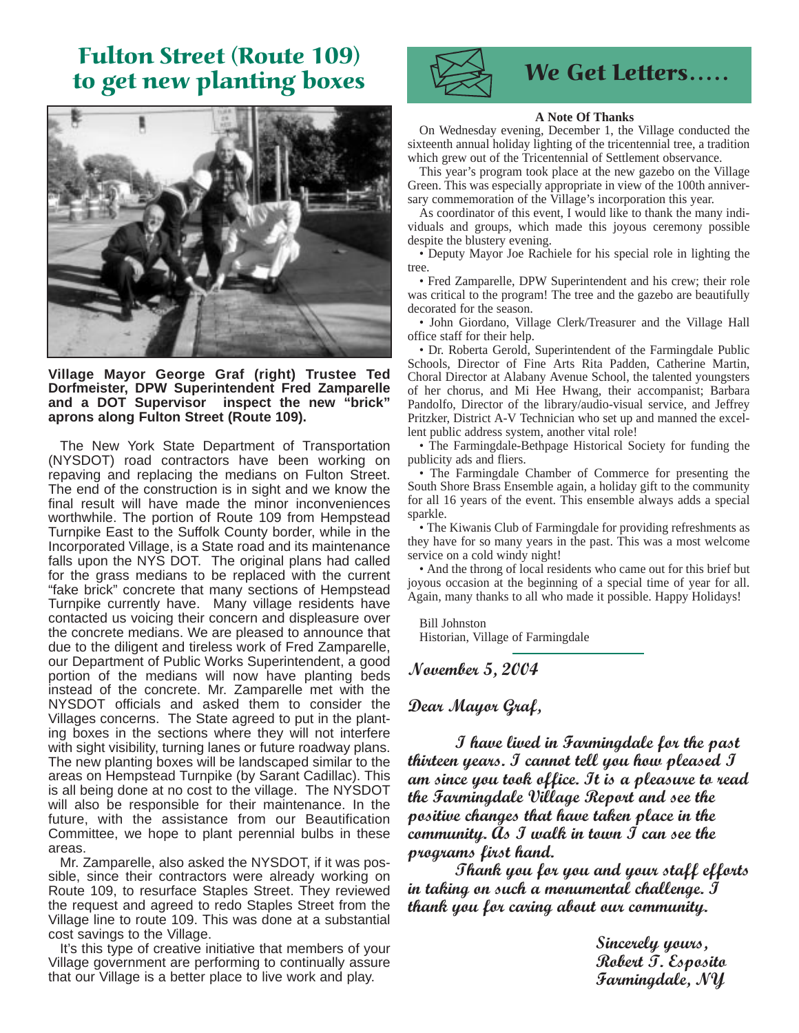# Fulton Street (Route 109) to get new planting boxes

**Village Mayor George Graf (right) Trustee Ted Dorfmeister, DPW Superintendent Fred Zamparelle and a DOT Supervisor inspect the new "brick" aprons along Fulton Street (Route 109).**

The New York State Department of Transportation (NYSDOT) road contractors have been working on repaving and replacing the medians on Fulton Street. The end of the construction is in sight and we know the final result will have made the minor inconveniences worthwhile. The portion of Route 109 from Hempstead Turnpike East to the Suffolk County border, while in the Incorporated Village, is a State road and its maintenance falls upon the NYS DOT. The original plans had called for the grass medians to be replaced with the current "fake brick" concrete that many sections of Hempstead Turnpike currently have. Many village residents have contacted us voicing their concern and displeasure over the concrete medians. We are pleased to announce that due to the diligent and tireless work of Fred Zamparelle, our Department of Public Works Superintendent, a good portion of the medians will now have planting beds instead of the concrete. Mr. Zamparelle met with the NYSDOT officials and asked them to consider the Villages concerns. The State agreed to put in the planting boxes in the sections where they will not interfere with sight visibility, turning lanes or future roadway plans. The new planting boxes will be landscaped similar to the areas on Hempstead Turnpike (by Sarant Cadillac). This is all being done at no cost to the village. The NYSDOT will also be responsible for their maintenance. In the future, with the assistance from our Beautification Committee, we hope to plant perennial bulbs in these areas.

Mr. Zamparelle, also asked the NYSDOT, if it was possible, since their contractors were already working on Route 109, to resurface Staples Street. They reviewed the request and agreed to redo Staples Street from the Village line to route 109. This was done at a substantial cost savings to the Village.

It's this type of creative initiative that members of your Village government are performing to continually assure that our Village is a better place to live work and play.

# We Get Letters.....

**A Note Of Thanks**

On Wednesday evening, December 1, the Village conducted the sixteenth annual holiday lighting of the tricentennial tree, a tradition which grew out of the Tricentennial of Settlement observance.

This year's program took place at the new gazebo on the Village Green. This was especially appropriate in view of the 100th anniversary commemoration of the Village's incorporation this year.

As coordinator of this event, I would like to thank the many individuals and groups, which made this joyous ceremony possible despite the blustery evening.

- Deputy Mayor Joe Rachiele for his special role in lighting the tree.
- Fred Zamparelle, DPW Superintendent and his crew; their role was critical to the program! The tree and the gazebo are beautifully decorated for the season.
- John Giordano, Village Clerk/Treasurer and the Village Hall office staff for their help.
- Dr. Roberta Gerold, Superintendent of the Farmingdale Public Schools, Director of Fine Arts Rita Padden, Catherine Martin, Choral Director at Alabany Avenue School, the talented youngsters of her chorus, and Mi Hee Hwang, their accompanist; Barbara Pandolfo, Director of the library/audio-visual service, and Jeffrey Pritzker, District A-V Technician who set up and manned the excellent public address system, another vital role!
- The Farmingdale-Bethpage Historical Society for funding the publicity ads and fliers.
- The Farmingdale Chamber of Commerce for presenting the South Shore Brass Ensemble again, a holiday gift to the community for all 16 years of the event. This ensemble always adds a special sparkle.
- The Kiwanis Club of Farmingdale for providing refreshments as they have for so many years in the past. This was a most welcome service on a cold windy night!
- And the throng of local residents who came out for this brief but joyous occasion at the beginning of a special time of year for all.

Again, many thanks to all who made it possible. Happy Holidays!

Bill Johnston
Historian, Village of Farmingdale

---

*November 5, 2004*

*Dear Mayor Graf,*

*I have lived in Farmingdale for the past thirteen years. I cannot tell you how pleased I am since you took office. It is a pleasure to read the Farmingdale Village Report and see the positive changes that have taken place in the community. As I walk in town I can see the programs first hand.*

*Thank you for you and your staff efforts in taking on such a monumental challenge. I thank you for caring about our community.*

*Sincerely yours,*
*Robert T. Esposito*
*Farmingdale, NY*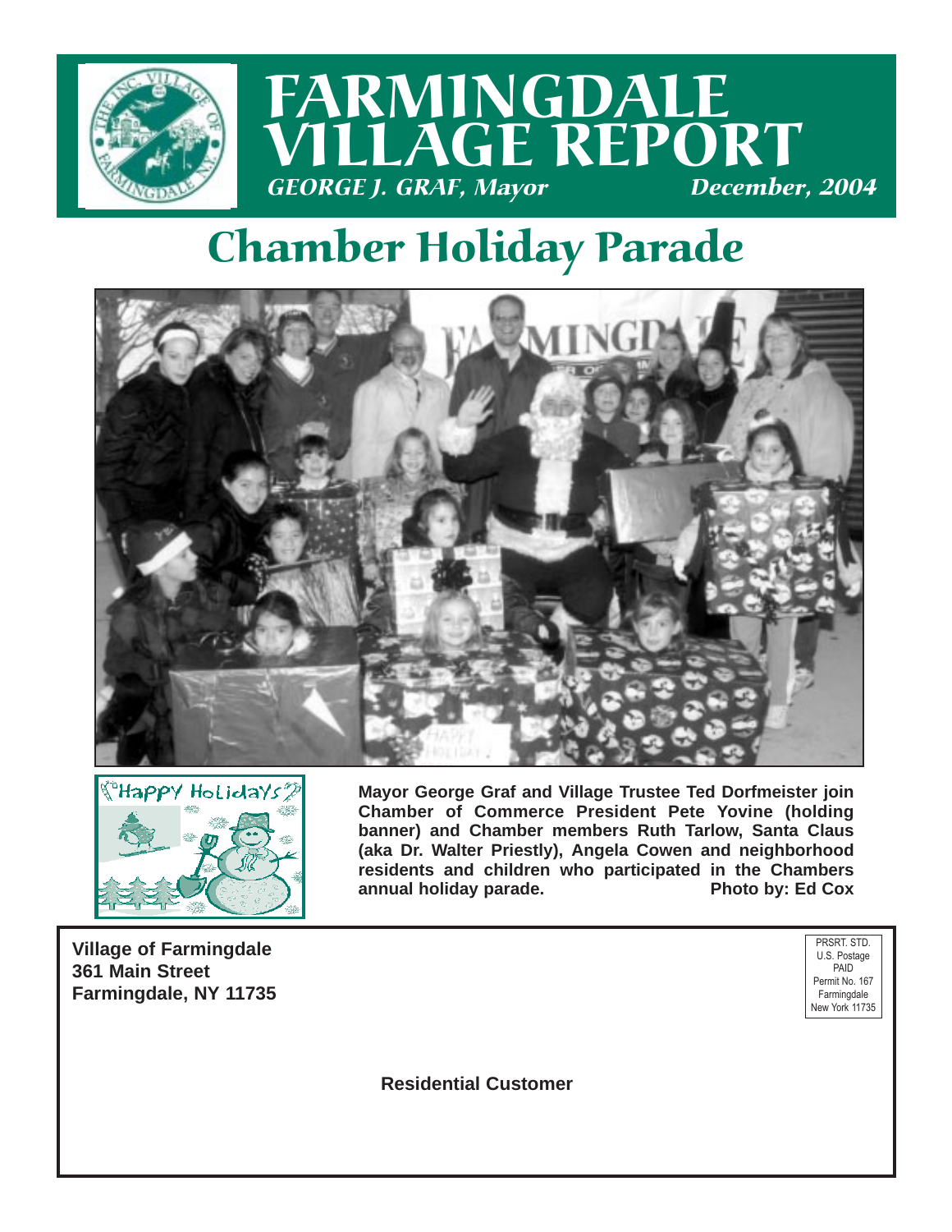# FARMINGDALE VILLAGE REPORT

*GEORGE J. GRAF, Mayor* *December, 2004*

# Chamber Holiday Parade

**Mayor George Graf and Village Trustee Ted Dorfmeister join Chamber of Commerce President Pete Yovine (holding banner) and Chamber members Ruth Tarlow, Santa Claus (aka Dr. Walter Priestly), Angela Cowen and neighborhood residents and children who participated in the Chambers annual holiday parade. Photo by: Ed Cox**

**Village of Farmingdale**
**361 Main Street**
**Farmingdale, NY 11735**

PRSRT. STD.
U.S. Postage
PAID
Permit No. 167
Farmingdale
New York 11735

**Residential Customer**